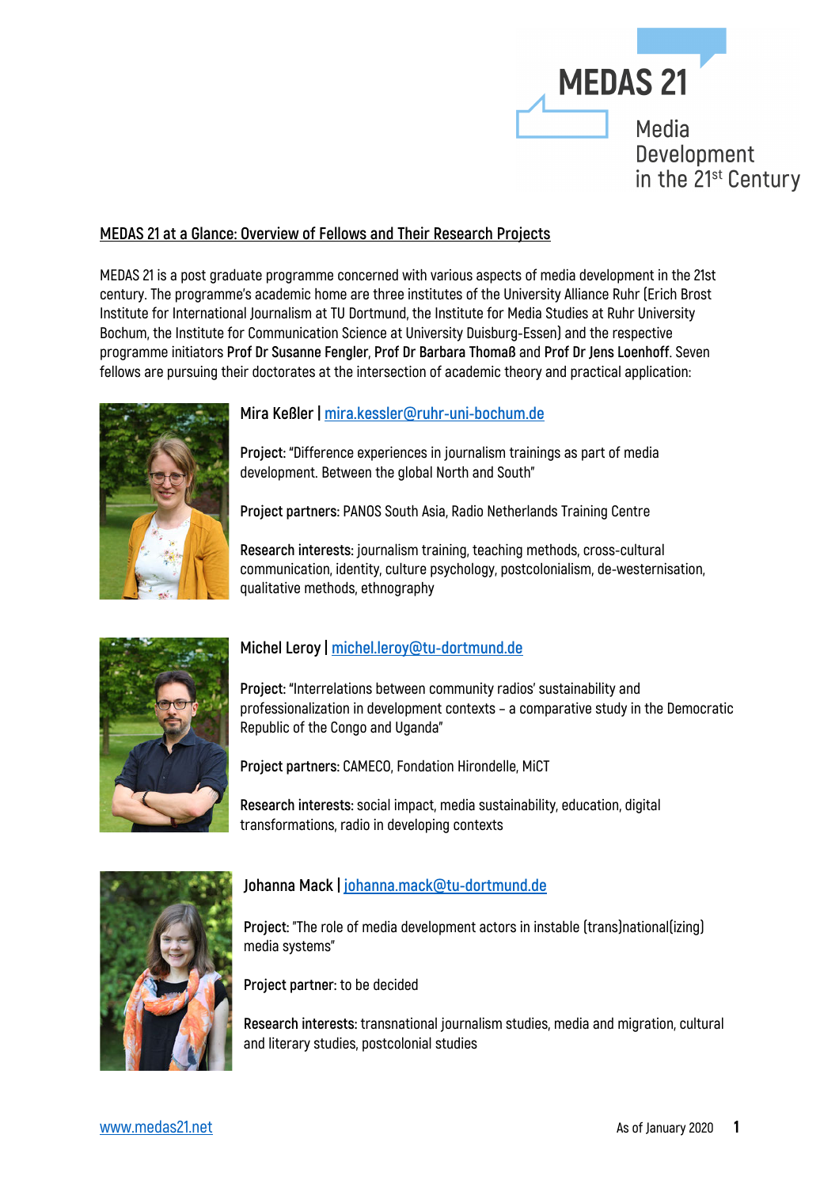MEDAS 21

Media Development in the 21st Century

## MEDAS 21 at a Glance: Overview of Fellows and Their Research Projects

MEDAS 21 is a post graduate programme concerned with various aspects of media development in the 21st century. The programme's academic home are three institutes of the University Alliance Ruhr (Erich Brost Institute for International Journalism at TU Dortmund, the Institute for Media Studies at Ruhr University Bochum, the Institute for Communication Science at University Duisburg-Essen) and the respective programme initiators **Prof Dr Susanne Fengler**, **Prof Dr Barbara Thomaß** and **Prof Dr Jens Loenhoff**. Seven fellows are pursuing their doctorates at the intersection of academic theory and practical application:

### Mira Keßler | mira.kessler@ruhr-uni-bochum.de

**Project:** "Difference experiences in journalism trainings as part of media development. Between the global North and South"

**Project partners:** PANOS South Asia, Radio Netherlands Training Centre

**Research interests:** journalism training, teaching methods, cross-cultural communication, identity, culture psychology, postcolonialism, de-westernisation, qualitative methods, ethnography

### Michel Leroy | michel.leroy@tu-dortmund.de

**Project:** "Interrelations between community radios' sustainability and professionalization in development contexts – a comparative study in the Democratic Republic of the Congo and Uganda"

**Project partners:** CAMECO, Fondation Hirondelle, MiCT

**Research interests:** social impact, media sustainability, education, digital transformations, radio in developing contexts

### Johanna Mack | johanna.mack@tu-dortmund.de

**Project:** "The role of media development actors in instable (trans)national(izing) media systems"

**Project partner:** to be decided

**Research interests:** transnational journalism studies, media and migration, cultural and literary studies, postcolonial studies

www.medas21.net

As of January 2020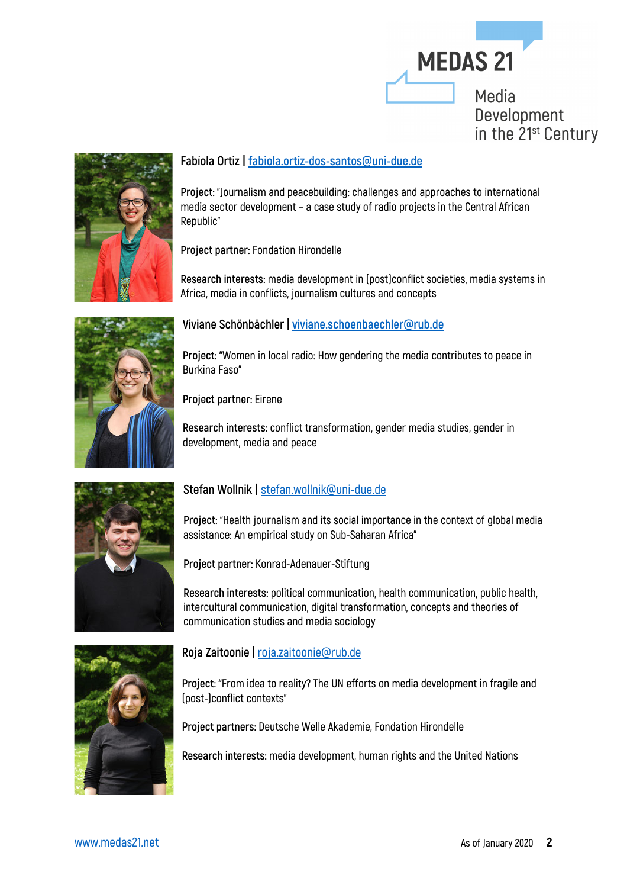# MEDAS 21

Media Development in the 21st Century

**Fabíola Ortiz** | fabiola.ortiz-dos-santos@uni-due.de

**Project:** "Journalism and peacebuilding: challenges and approaches to international media sector development – a case study of radio projects in the Central African Republic"

**Project partner:** Fondation Hirondelle

**Research interests:** media development in (post)conflict societies, media systems in Africa, media in conflicts, journalism cultures and concepts

**Viviane Schönbächler** | viviane.schoenbaechler@rub.de

**Project:** "Women in local radio: How gendering the media contributes to peace in Burkina Faso"

**Project partner:** Eirene

**Research interests:** conflict transformation, gender media studies, gender in development, media and peace

**Stefan Wollnik** | stefan.wollnik@uni-due.de

**Project:** "Health journalism and its social importance in the context of global media assistance: An empirical study on Sub-Saharan Africa"

**Project partner:** Konrad-Adenauer-Stiftung

**Research interests:** political communication, health communication, public health, intercultural communication, digital transformation, concepts and theories of communication studies and media sociology

**Roja Zaitoonie** | roja.zaitoonie@rub.de

**Project:** "From idea to reality? The UN efforts on media development in fragile and (post-)conflict contexts"

**Project partners:** Deutsche Welle Akademie, Fondation Hirondelle

**Research interests:** media development, human rights and the United Nations

www.medas21.net

As of January 2020